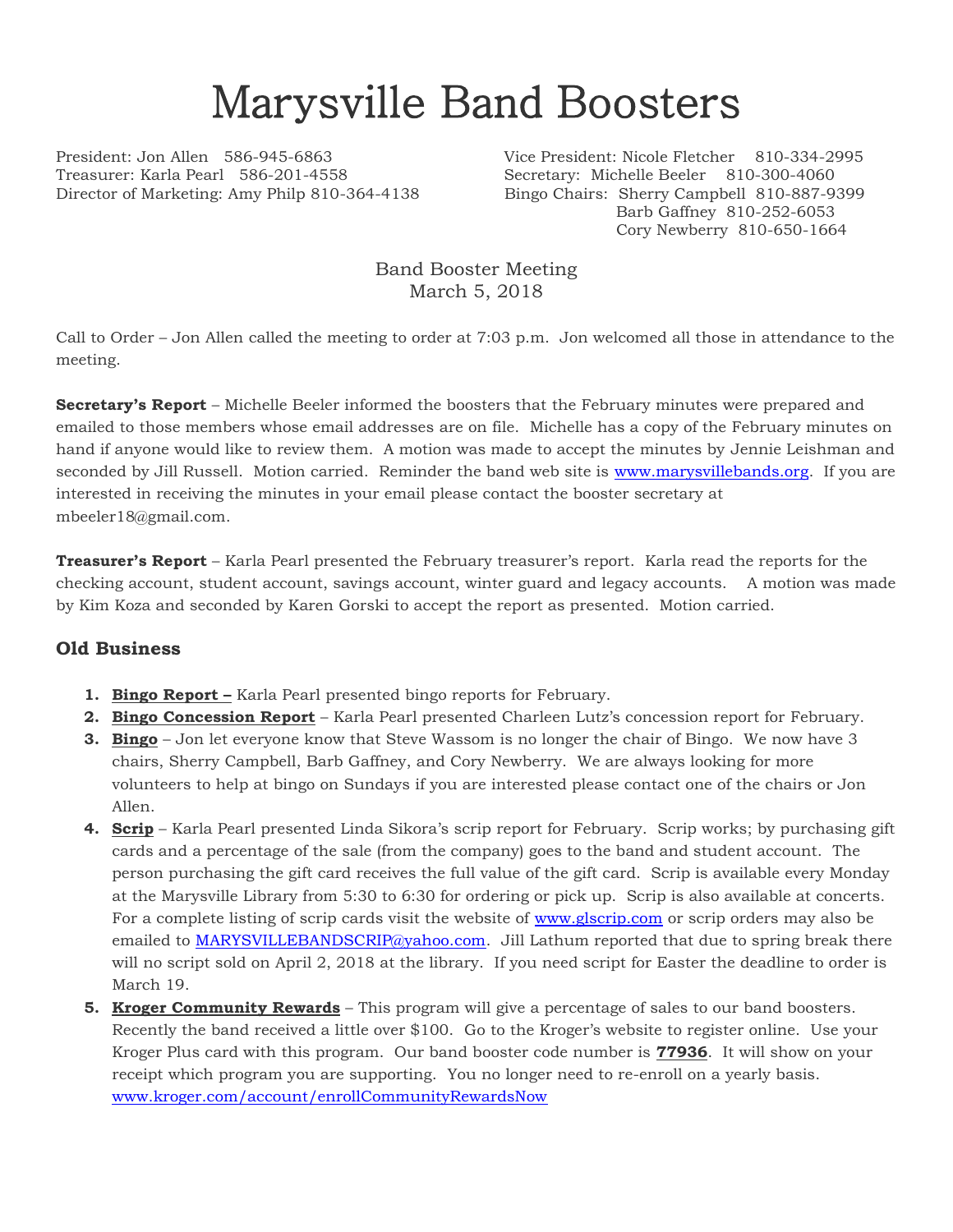# Marysville Band Boosters

President: Jon Allen 586-945-6863
Treasurer: Karla Pearl 586-201-4558
Director of Marketing: Amy Philp 810-364-4138

Vice President: Nicole Fletcher 810-334-2995
Secretary: Michelle Beeler 810-300-4060
Bingo Chairs: Sherry Campbell 810-887-9399
Barb Gaffney 810-252-6053
Cory Newberry 810-650-1664

Band Booster Meeting
March 5, 2018

Call to Order – Jon Allen called the meeting to order at 7:03 p.m. Jon welcomed all those in attendance to the meeting.

**Secretary's Report** – Michelle Beeler informed the boosters that the February minutes were prepared and emailed to those members whose email addresses are on file. Michelle has a copy of the February minutes on hand if anyone would like to review them. A motion was made to accept the minutes by Jennie Leishman and seconded by Jill Russell. Motion carried. Reminder the band web site is www.marysvillebands.org. If you are interested in receiving the minutes in your email please contact the booster secretary at mbeeler18@gmail.com.

**Treasurer's Report** – Karla Pearl presented the February treasurer's report. Karla read the reports for the checking account, student account, savings account, winter guard and legacy accounts. A motion was made by Kim Koza and seconded by Karen Gorski to accept the report as presented. Motion carried.

## Old Business

1. **Bingo Report –** Karla Pearl presented bingo reports for February.
2. **Bingo Concession Report** – Karla Pearl presented Charleen Lutz's concession report for February.
3. **Bingo** – Jon let everyone know that Steve Wassom is no longer the chair of Bingo. We now have 3 chairs, Sherry Campbell, Barb Gaffney, and Cory Newberry. We are always looking for more volunteers to help at bingo on Sundays if you are interested please contact one of the chairs or Jon Allen.
4. **Scrip** – Karla Pearl presented Linda Sikora's scrip report for February. Scrip works; by purchasing gift cards and a percentage of the sale (from the company) goes to the band and student account. The person purchasing the gift card receives the full value of the gift card. Scrip is available every Monday at the Marysville Library from 5:30 to 6:30 for ordering or pick up. Scrip is also available at concerts. For a complete listing of scrip cards visit the website of www.glscrip.com or scrip orders may also be emailed to MARYSVILLEBANDSCRIP@yahoo.com. Jill Lathum reported that due to spring break there will no script sold on April 2, 2018 at the library. If you need script for Easter the deadline to order is March 19.
5. **Kroger Community Rewards** – This program will give a percentage of sales to our band boosters. Recently the band received a little over $100. Go to the Kroger's website to register online. Use your Kroger Plus card with this program. Our band booster code number is **77936**. It will show on your receipt which program you are supporting. You no longer need to re-enroll on a yearly basis. www.kroger.com/account/enrollCommunityRewardsNow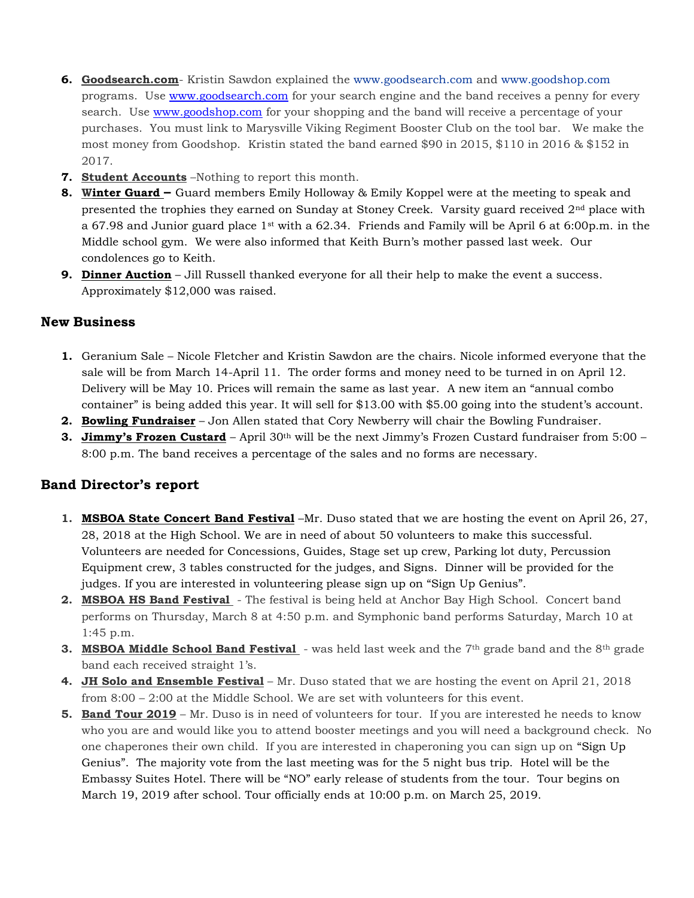6. **Goodsearch.com**- Kristin Sawdon explained the www.goodsearch.com and www.goodshop.com programs. Use www.goodsearch.com for your search engine and the band receives a penny for every search. Use www.goodshop.com for your shopping and the band will receive a percentage of your purchases. You must link to Marysville Viking Regiment Booster Club on the tool bar. We make the most money from Goodshop. Kristin stated the band earned $90 in 2015, $110 in 2016 & $152 in 2017.
7. **Student Accounts** –Nothing to report this month.
8. **Winter Guard –** Guard members Emily Holloway & Emily Koppel were at the meeting to speak and presented the trophies they earned on Sunday at Stoney Creek. Varsity guard received 2nd place with a 67.98 and Junior guard place 1st with a 62.34. Friends and Family will be April 6 at 6:00p.m. in the Middle school gym. We were also informed that Keith Burn's mother passed last week. Our condolences go to Keith.
9. **Dinner Auction** – Jill Russell thanked everyone for all their help to make the event a success. Approximately $12,000 was raised.

## New Business

1. Geranium Sale – Nicole Fletcher and Kristin Sawdon are the chairs. Nicole informed everyone that the sale will be from March 14-April 11. The order forms and money need to be turned in on April 12. Delivery will be May 10. Prices will remain the same as last year. A new item an "annual combo container" is being added this year. It will sell for $13.00 with $5.00 going into the student's account.
2. **Bowling Fundraiser** – Jon Allen stated that Cory Newberry will chair the Bowling Fundraiser.
3. **Jimmy's Frozen Custard** – April 30th will be the next Jimmy's Frozen Custard fundraiser from 5:00 – 8:00 p.m. The band receives a percentage of the sales and no forms are necessary.

## Band Director's report

1. **MSBOA State Concert Band Festival** –Mr. Duso stated that we are hosting the event on April 26, 27, 28, 2018 at the High School. We are in need of about 50 volunteers to make this successful. Volunteers are needed for Concessions, Guides, Stage set up crew, Parking lot duty, Percussion Equipment crew, 3 tables constructed for the judges, and Signs. Dinner will be provided for the judges. If you are interested in volunteering please sign up on "Sign Up Genius".
2. **MSBOA HS Band Festival** - The festival is being held at Anchor Bay High School. Concert band performs on Thursday, March 8 at 4:50 p.m. and Symphonic band performs Saturday, March 10 at 1:45 p.m.
3. **MSBOA Middle School Band Festival** - was held last week and the 7th grade band and the 8th grade band each received straight 1's.
4. **JH Solo and Ensemble Festival** – Mr. Duso stated that we are hosting the event on April 21, 2018 from 8:00 – 2:00 at the Middle School. We are set with volunteers for this event.
5. **Band Tour 2019** – Mr. Duso is in need of volunteers for tour. If you are interested he needs to know who you are and would like you to attend booster meetings and you will need a background check. No one chaperones their own child. If you are interested in chaperoning you can sign up on "Sign Up Genius". The majority vote from the last meeting was for the 5 night bus trip. Hotel will be the Embassy Suites Hotel. There will be "NO" early release of students from the tour. Tour begins on March 19, 2019 after school. Tour officially ends at 10:00 p.m. on March 25, 2019.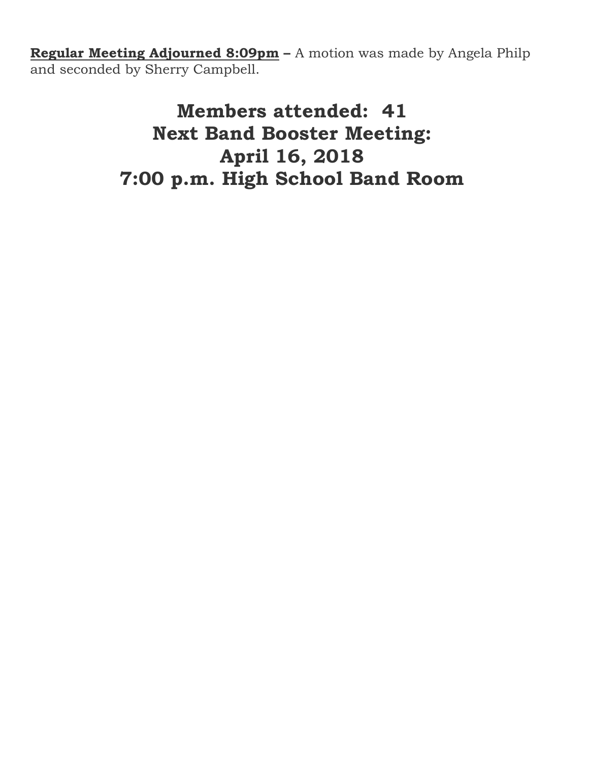**<u>Regular Meeting Adjourned 8:09pm</u> –** A motion was made by Angela Philp and seconded by Sherry Campbell.

**Members attended: 41**
**Next Band Booster Meeting:**
**April 16, 2018**
**7:00 p.m. High School Band Room**